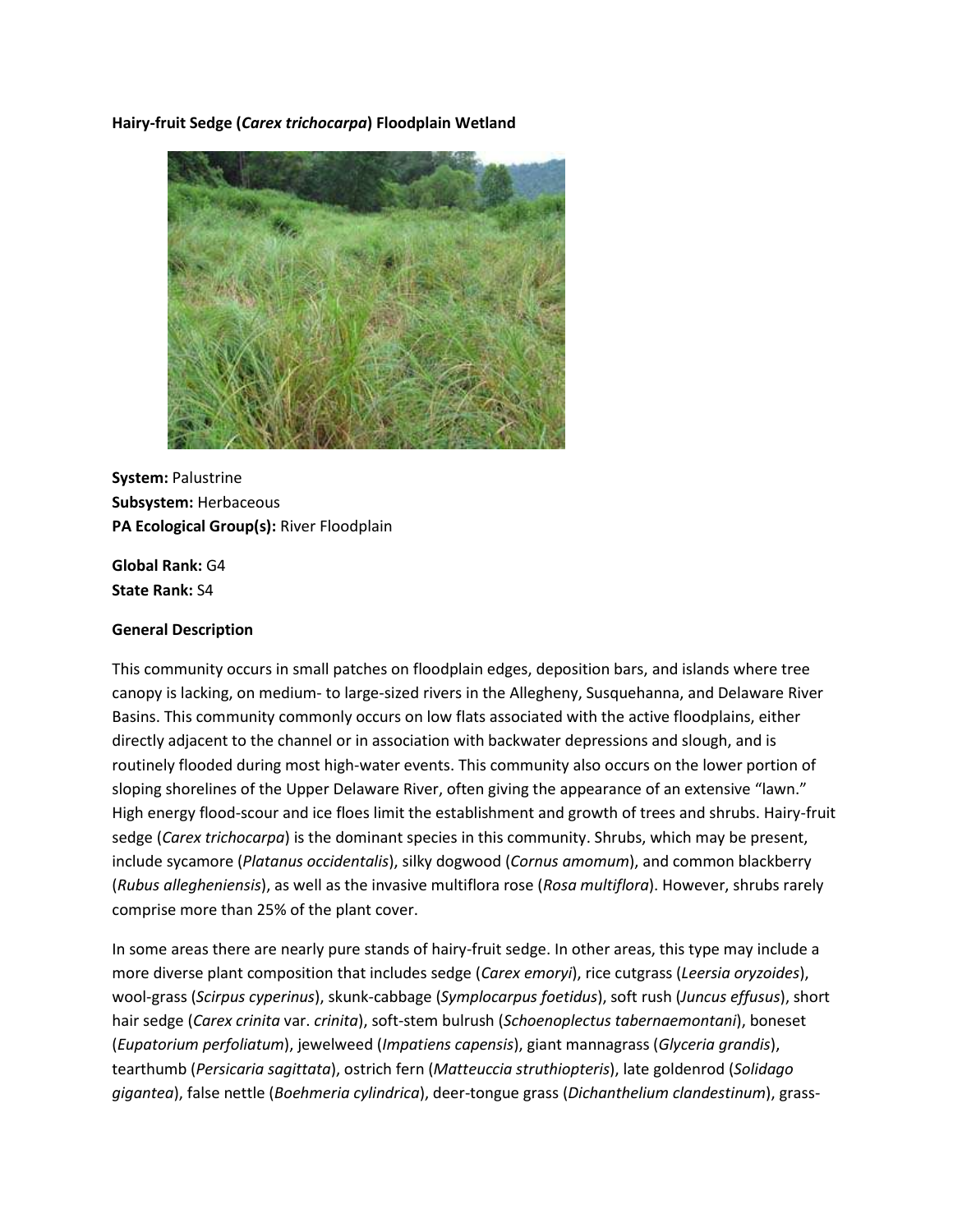**Hairy-fruit Sedge (*Carex trichocarpa*) Floodplain Wetland**

**System:** Palustrine
**Subsystem:** Herbaceous
**PA Ecological Group(s):** River Floodplain

**Global Rank:** G4
**State Rank:** S4

**General Description**

This community occurs in small patches on floodplain edges, deposition bars, and islands where tree canopy is lacking, on medium- to large-sized rivers in the Allegheny, Susquehanna, and Delaware River Basins. This community commonly occurs on low flats associated with the active floodplains, either directly adjacent to the channel or in association with backwater depressions and slough, and is routinely flooded during most high-water events. This community also occurs on the lower portion of sloping shorelines of the Upper Delaware River, often giving the appearance of an extensive "lawn." High energy flood-scour and ice floes limit the establishment and growth of trees and shrubs. Hairy-fruit sedge (*Carex trichocarpa*) is the dominant species in this community. Shrubs, which may be present, include sycamore (*Platanus occidentalis*), silky dogwood (*Cornus amomum*), and common blackberry (*Rubus allegheniensis*), as well as the invasive multiflora rose (*Rosa multiflora*). However, shrubs rarely comprise more than 25% of the plant cover.

In some areas there are nearly pure stands of hairy-fruit sedge. In other areas, this type may include a more diverse plant composition that includes sedge (*Carex emoryi*), rice cutgrass (*Leersia oryzoides*), wool-grass (*Scirpus cyperinus*), skunk-cabbage (*Symplocarpus foetidus*), soft rush (*Juncus effusus*), short hair sedge (*Carex crinita* var. *crinita*), soft-stem bulrush (*Schoenoplectus tabernaemontani*), boneset (*Eupatorium perfoliatum*), jewelweed (*Impatiens capensis*), giant mannagrass (*Glyceria grandis*), tearthumb (*Persicaria sagittata*), ostrich fern (*Matteuccia struthiopteris*), late goldenrod (*Solidago gigantea*), false nettle (*Boehmeria cylindrica*), deer-tongue grass (*Dichanthelium clandestinum*), grass-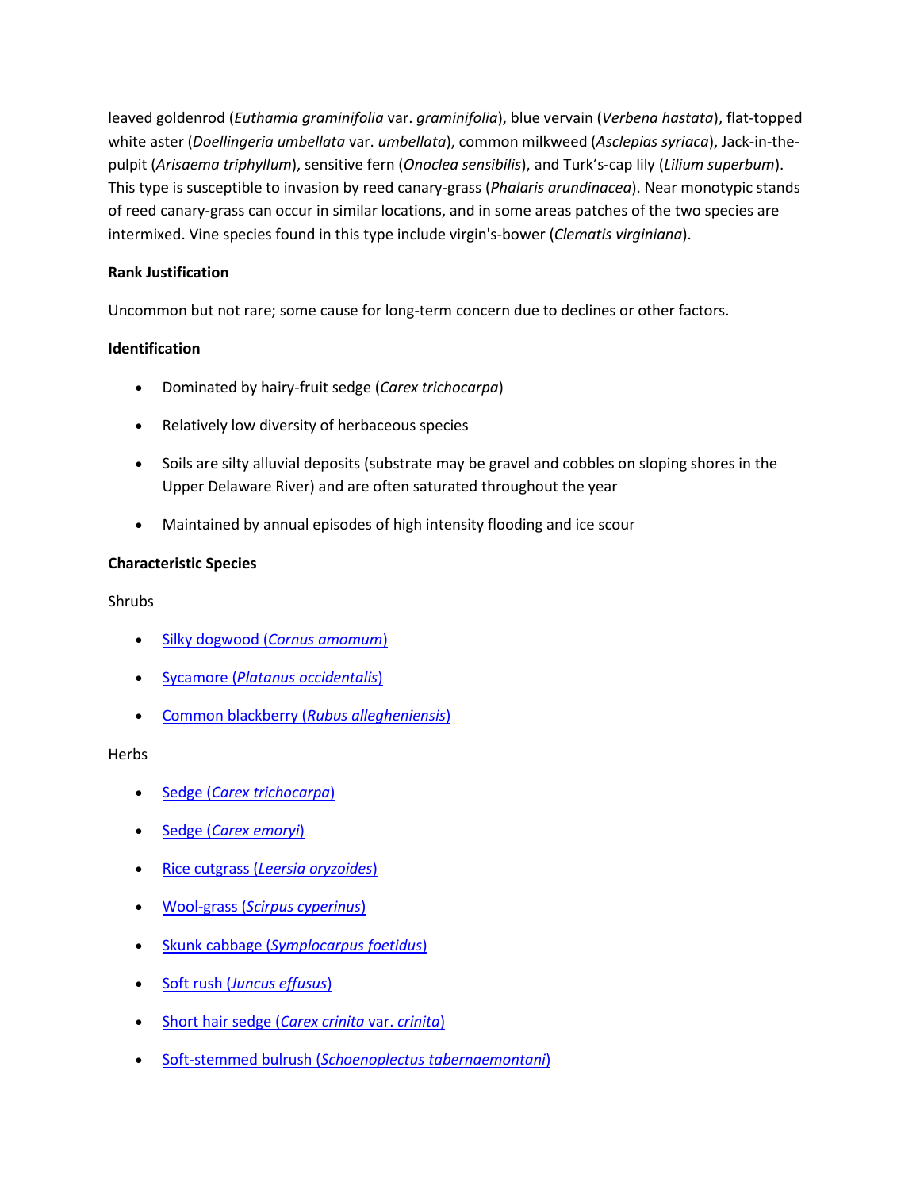leaved goldenrod (*Euthamia graminifolia* var. *graminifolia*), blue vervain (*Verbena hastata*), flat-topped white aster (*Doellingeria umbellata* var. *umbellata*), common milkweed (*Asclepias syriaca*), Jack-in-the-pulpit (*Arisaema triphyllum*), sensitive fern (*Onoclea sensibilis*), and Turk's-cap lily (*Lilium superbum*). This type is susceptible to invasion by reed canary-grass (*Phalaris arundinacea*). Near monotypic stands of reed canary-grass can occur in similar locations, and in some areas patches of the two species are intermixed. Vine species found in this type include virgin's-bower (*Clematis virginiana*).

**Rank Justification**

Uncommon but not rare; some cause for long-term concern due to declines or other factors.

**Identification**

- Dominated by hairy-fruit sedge (*Carex trichocarpa*)
- Relatively low diversity of herbaceous species
- Soils are silty alluvial deposits (substrate may be gravel and cobbles on sloping shores in the Upper Delaware River) and are often saturated throughout the year
- Maintained by annual episodes of high intensity flooding and ice scour

**Characteristic Species**

Shrubs

- Silky dogwood (*Cornus amomum*)
- Sycamore (*Platanus occidentalis*)
- Common blackberry (*Rubus allegheniensis*)

Herbs

- Sedge (*Carex trichocarpa*)
- Sedge (*Carex emoryi*)
- Rice cutgrass (*Leersia oryzoides*)
- Wool-grass (*Scirpus cyperinus*)
- Skunk cabbage (*Symplocarpus foetidus*)
- Soft rush (*Juncus effusus*)
- Short hair sedge (*Carex crinita* var. *crinita*)
- Soft-stemmed bulrush (*Schoenoplectus tabernaemontani*)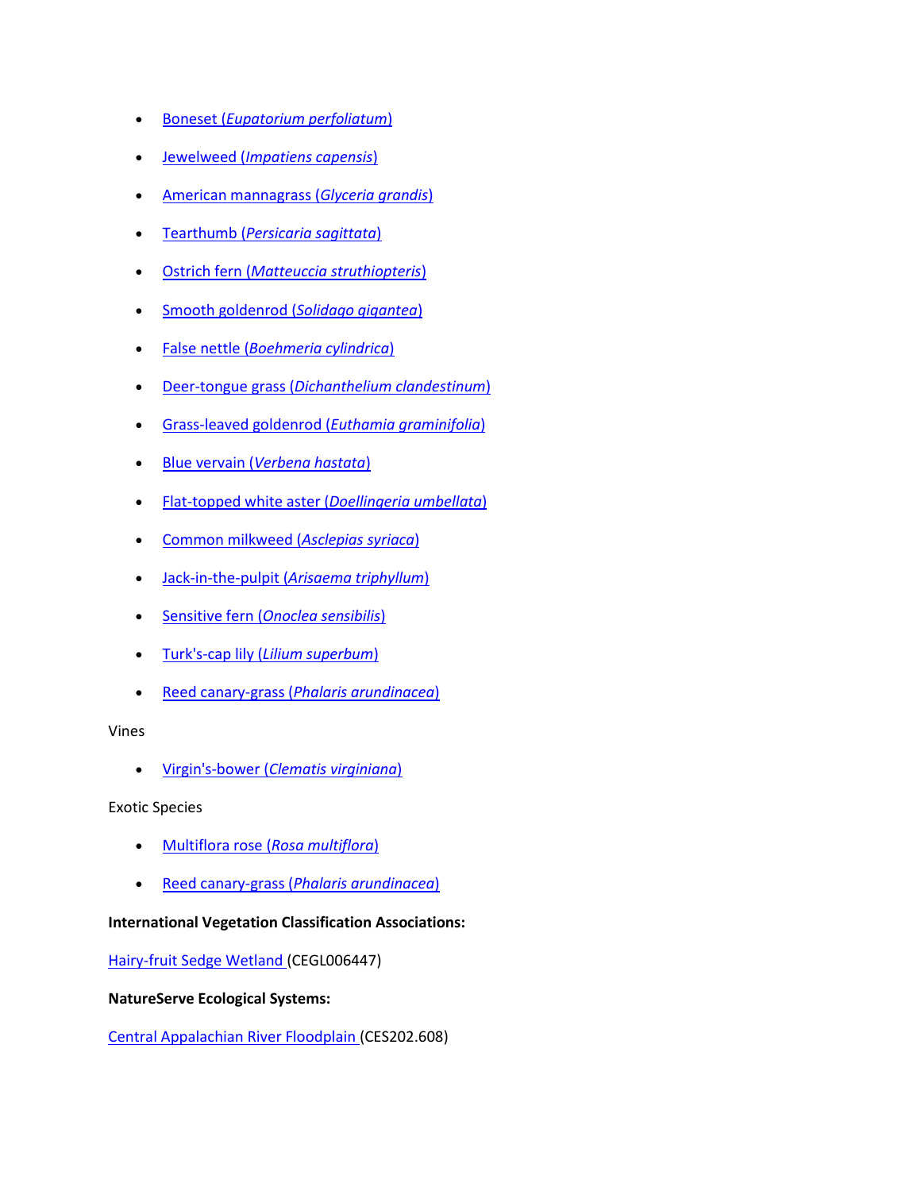- Boneset (*Eupatorium perfoliatum*)
- Jewelweed (*Impatiens capensis*)
- American mannagrass (*Glyceria grandis*)
- Tearthumb (*Persicaria sagittata*)
- Ostrich fern (*Matteuccia struthiopteris*)
- Smooth goldenrod (*Solidago gigantea*)
- False nettle (*Boehmeria cylindrica*)
- Deer-tongue grass (*Dichanthelium clandestinum*)
- Grass-leaved goldenrod (*Euthamia graminifolia*)
- Blue vervain (*Verbena hastata*)
- Flat-topped white aster (*Doellingeria umbellata*)
- Common milkweed (*Asclepias syriaca*)
- Jack-in-the-pulpit (*Arisaema triphyllum*)
- Sensitive fern (*Onoclea sensibilis*)
- Turk's-cap lily (*Lilium superbum*)
- Reed canary-grass (*Phalaris arundinacea*)

Vines

- Virgin's-bower (*Clematis virginiana*)

Exotic Species

- Multiflora rose (*Rosa multiflora*)
- Reed canary-grass (*Phalaris arundinacea*)

**International Vegetation Classification Associations:**

Hairy-fruit Sedge Wetland (CEGL006447)

**NatureServe Ecological Systems:**

Central Appalachian River Floodplain (CES202.608)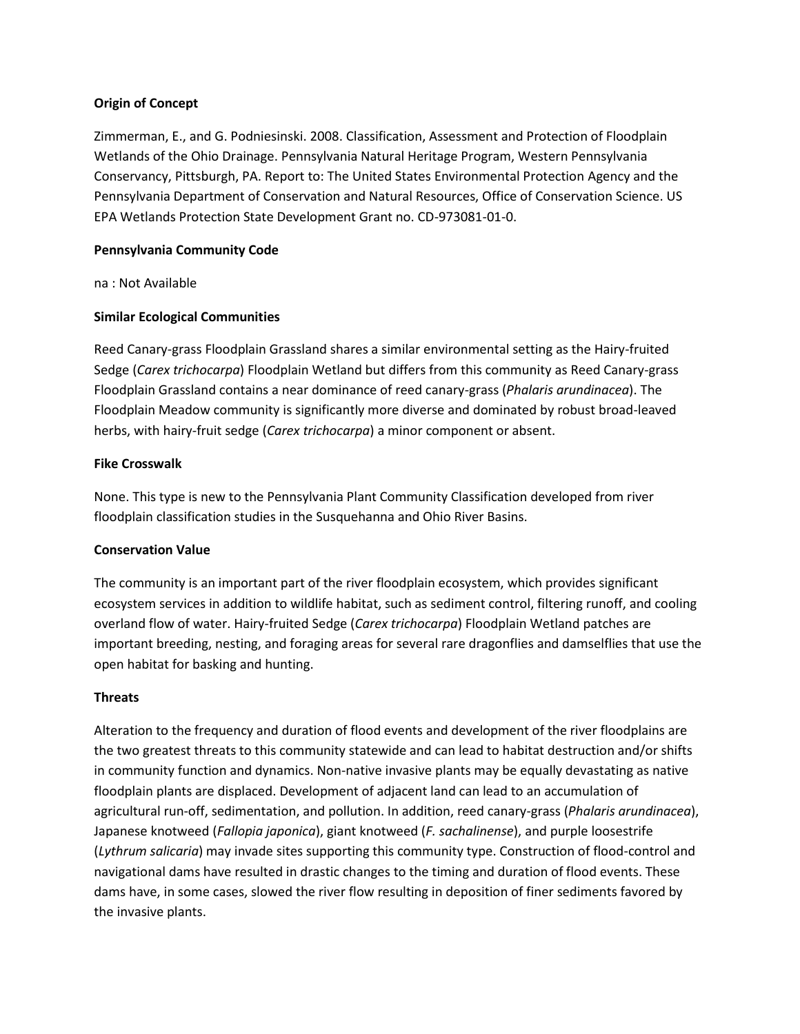**Origin of Concept**

Zimmerman, E., and G. Podniesinski. 2008. Classification, Assessment and Protection of Floodplain Wetlands of the Ohio Drainage. Pennsylvania Natural Heritage Program, Western Pennsylvania Conservancy, Pittsburgh, PA. Report to: The United States Environmental Protection Agency and the Pennsylvania Department of Conservation and Natural Resources, Office of Conservation Science. US EPA Wetlands Protection State Development Grant no. CD-973081-01-0.

**Pennsylvania Community Code**

na : Not Available

**Similar Ecological Communities**

Reed Canary-grass Floodplain Grassland shares a similar environmental setting as the Hairy-fruited Sedge (*Carex trichocarpa*) Floodplain Wetland but differs from this community as Reed Canary-grass Floodplain Grassland contains a near dominance of reed canary-grass (*Phalaris arundinacea*). The Floodplain Meadow community is significantly more diverse and dominated by robust broad-leaved herbs, with hairy-fruit sedge (*Carex trichocarpa*) a minor component or absent.

**Fike Crosswalk**

None. This type is new to the Pennsylvania Plant Community Classification developed from river floodplain classification studies in the Susquehanna and Ohio River Basins.

**Conservation Value**

The community is an important part of the river floodplain ecosystem, which provides significant ecosystem services in addition to wildlife habitat, such as sediment control, filtering runoff, and cooling overland flow of water. Hairy-fruited Sedge (*Carex trichocarpa*) Floodplain Wetland patches are important breeding, nesting, and foraging areas for several rare dragonflies and damselflies that use the open habitat for basking and hunting.

**Threats**

Alteration to the frequency and duration of flood events and development of the river floodplains are the two greatest threats to this community statewide and can lead to habitat destruction and/or shifts in community function and dynamics. Non-native invasive plants may be equally devastating as native floodplain plants are displaced. Development of adjacent land can lead to an accumulation of agricultural run-off, sedimentation, and pollution. In addition, reed canary-grass (*Phalaris arundinacea*), Japanese knotweed (*Fallopia japonica*), giant knotweed (*F. sachalinense*), and purple loosestrife (*Lythrum salicaria*) may invade sites supporting this community type. Construction of flood-control and navigational dams have resulted in drastic changes to the timing and duration of flood events. These dams have, in some cases, slowed the river flow resulting in deposition of finer sediments favored by the invasive plants.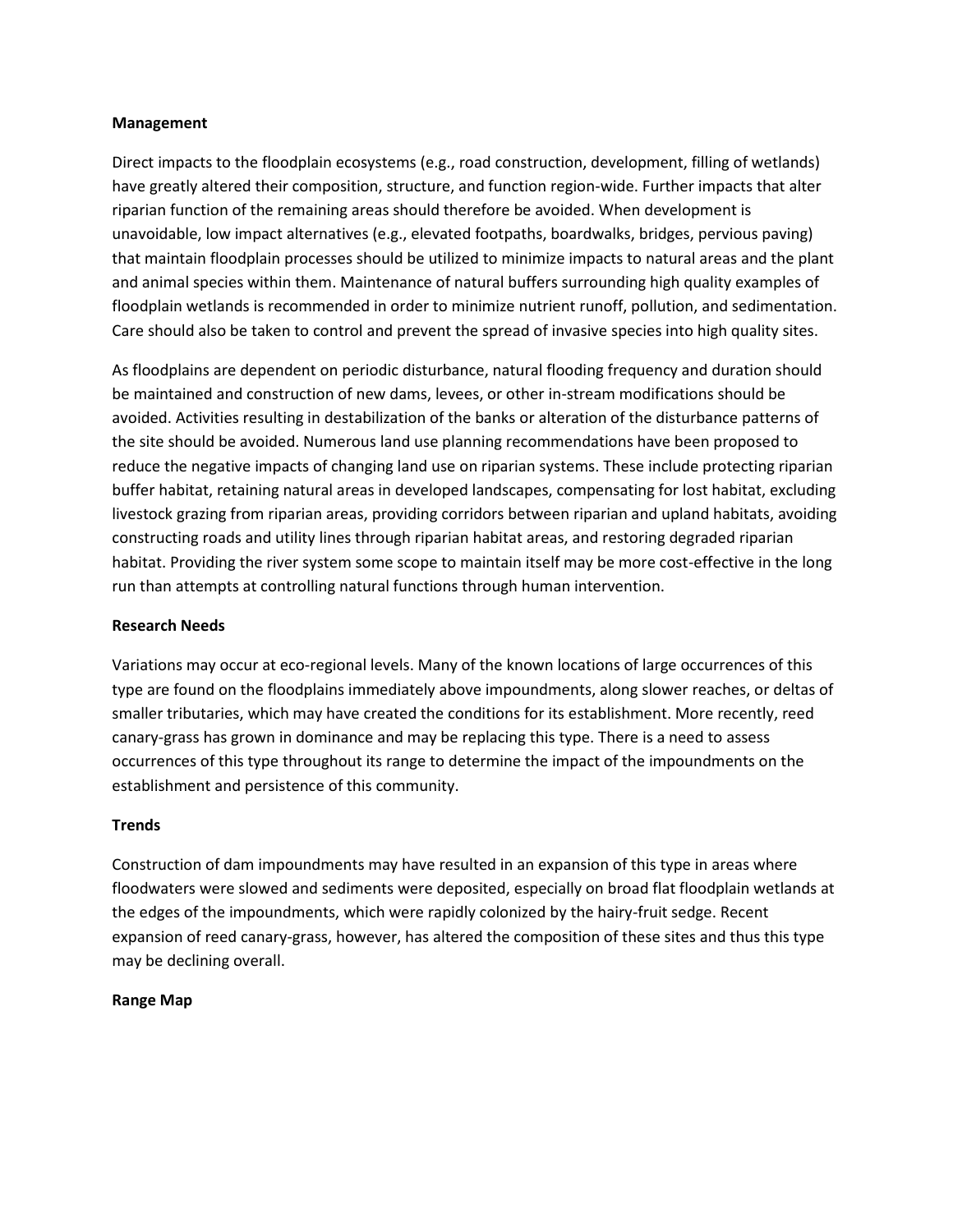**Management**

Direct impacts to the floodplain ecosystems (e.g., road construction, development, filling of wetlands) have greatly altered their composition, structure, and function region-wide. Further impacts that alter riparian function of the remaining areas should therefore be avoided. When development is unavoidable, low impact alternatives (e.g., elevated footpaths, boardwalks, bridges, pervious paving) that maintain floodplain processes should be utilized to minimize impacts to natural areas and the plant and animal species within them. Maintenance of natural buffers surrounding high quality examples of floodplain wetlands is recommended in order to minimize nutrient runoff, pollution, and sedimentation. Care should also be taken to control and prevent the spread of invasive species into high quality sites.

As floodplains are dependent on periodic disturbance, natural flooding frequency and duration should be maintained and construction of new dams, levees, or other in-stream modifications should be avoided. Activities resulting in destabilization of the banks or alteration of the disturbance patterns of the site should be avoided. Numerous land use planning recommendations have been proposed to reduce the negative impacts of changing land use on riparian systems. These include protecting riparian buffer habitat, retaining natural areas in developed landscapes, compensating for lost habitat, excluding livestock grazing from riparian areas, providing corridors between riparian and upland habitats, avoiding constructing roads and utility lines through riparian habitat areas, and restoring degraded riparian habitat. Providing the river system some scope to maintain itself may be more cost-effective in the long run than attempts at controlling natural functions through human intervention.

**Research Needs**

Variations may occur at eco-regional levels. Many of the known locations of large occurrences of this type are found on the floodplains immediately above impoundments, along slower reaches, or deltas of smaller tributaries, which may have created the conditions for its establishment. More recently, reed canary-grass has grown in dominance and may be replacing this type. There is a need to assess occurrences of this type throughout its range to determine the impact of the impoundments on the establishment and persistence of this community.

**Trends**

Construction of dam impoundments may have resulted in an expansion of this type in areas where floodwaters were slowed and sediments were deposited, especially on broad flat floodplain wetlands at the edges of the impoundments, which were rapidly colonized by the hairy-fruit sedge. Recent expansion of reed canary-grass, however, has altered the composition of these sites and thus this type may be declining overall.

**Range Map**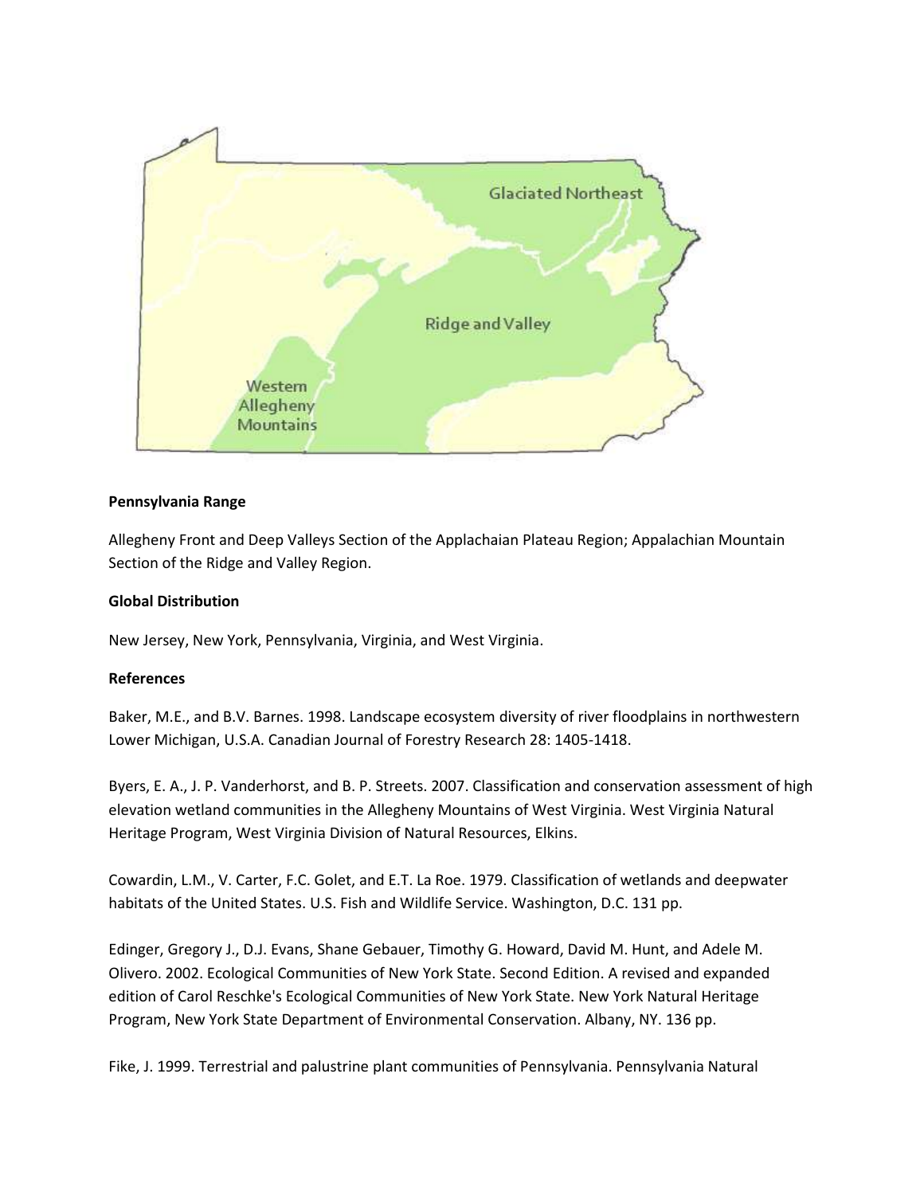**Pennsylvania Range**

Allegheny Front and Deep Valleys Section of the Applachaian Plateau Region; Appalachian Mountain Section of the Ridge and Valley Region.

**Global Distribution**

New Jersey, New York, Pennsylvania, Virginia, and West Virginia.

**References**

Baker, M.E., and B.V. Barnes. 1998. Landscape ecosystem diversity of river floodplains in northwestern Lower Michigan, U.S.A. Canadian Journal of Forestry Research 28: 1405-1418.

Byers, E. A., J. P. Vanderhorst, and B. P. Streets. 2007. Classification and conservation assessment of high elevation wetland communities in the Allegheny Mountains of West Virginia. West Virginia Natural Heritage Program, West Virginia Division of Natural Resources, Elkins.

Cowardin, L.M., V. Carter, F.C. Golet, and E.T. La Roe. 1979. Classification of wetlands and deepwater habitats of the United States. U.S. Fish and Wildlife Service. Washington, D.C. 131 pp.

Edinger, Gregory J., D.J. Evans, Shane Gebauer, Timothy G. Howard, David M. Hunt, and Adele M. Olivero. 2002. Ecological Communities of New York State. Second Edition. A revised and expanded edition of Carol Reschke's Ecological Communities of New York State. New York Natural Heritage Program, New York State Department of Environmental Conservation. Albany, NY. 136 pp.

Fike, J. 1999. Terrestrial and palustrine plant communities of Pennsylvania. Pennsylvania Natural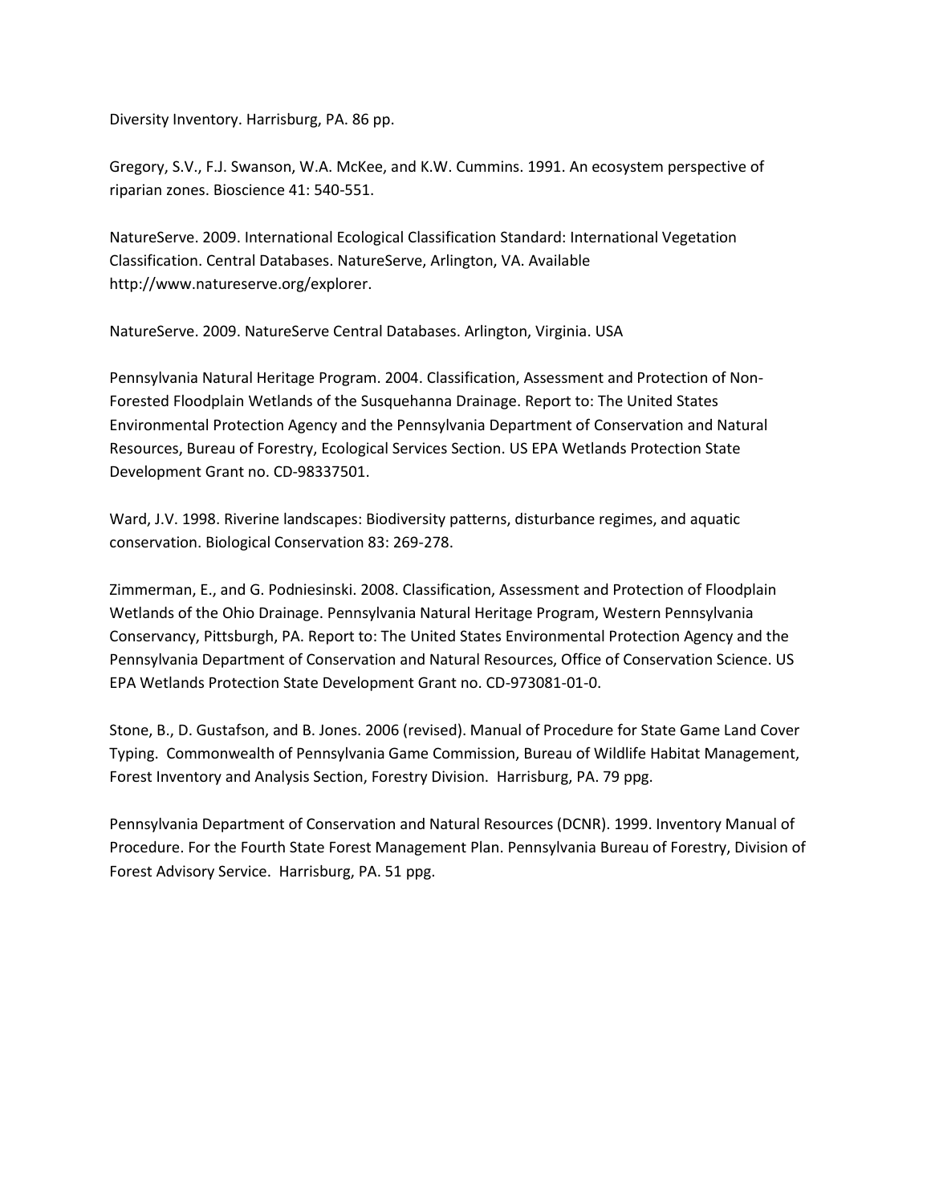Diversity Inventory. Harrisburg, PA. 86 pp.

Gregory, S.V., F.J. Swanson, W.A. McKee, and K.W. Cummins. 1991. An ecosystem perspective of riparian zones. Bioscience 41: 540-551.

NatureServe. 2009. International Ecological Classification Standard: International Vegetation Classification. Central Databases. NatureServe, Arlington, VA. Available http://www.natureserve.org/explorer.

NatureServe. 2009. NatureServe Central Databases. Arlington, Virginia. USA

Pennsylvania Natural Heritage Program. 2004. Classification, Assessment and Protection of Non-Forested Floodplain Wetlands of the Susquehanna Drainage. Report to: The United States Environmental Protection Agency and the Pennsylvania Department of Conservation and Natural Resources, Bureau of Forestry, Ecological Services Section. US EPA Wetlands Protection State Development Grant no. CD-98337501.

Ward, J.V. 1998. Riverine landscapes: Biodiversity patterns, disturbance regimes, and aquatic conservation. Biological Conservation 83: 269-278.

Zimmerman, E., and G. Podniesinski. 2008. Classification, Assessment and Protection of Floodplain Wetlands of the Ohio Drainage. Pennsylvania Natural Heritage Program, Western Pennsylvania Conservancy, Pittsburgh, PA. Report to: The United States Environmental Protection Agency and the Pennsylvania Department of Conservation and Natural Resources, Office of Conservation Science. US EPA Wetlands Protection State Development Grant no. CD-973081-01-0.

Stone, B., D. Gustafson, and B. Jones. 2006 (revised). Manual of Procedure for State Game Land Cover Typing. Commonwealth of Pennsylvania Game Commission, Bureau of Wildlife Habitat Management, Forest Inventory and Analysis Section, Forestry Division. Harrisburg, PA. 79 ppg.

Pennsylvania Department of Conservation and Natural Resources (DCNR). 1999. Inventory Manual of Procedure. For the Fourth State Forest Management Plan. Pennsylvania Bureau of Forestry, Division of Forest Advisory Service. Harrisburg, PA. 51 ppg.